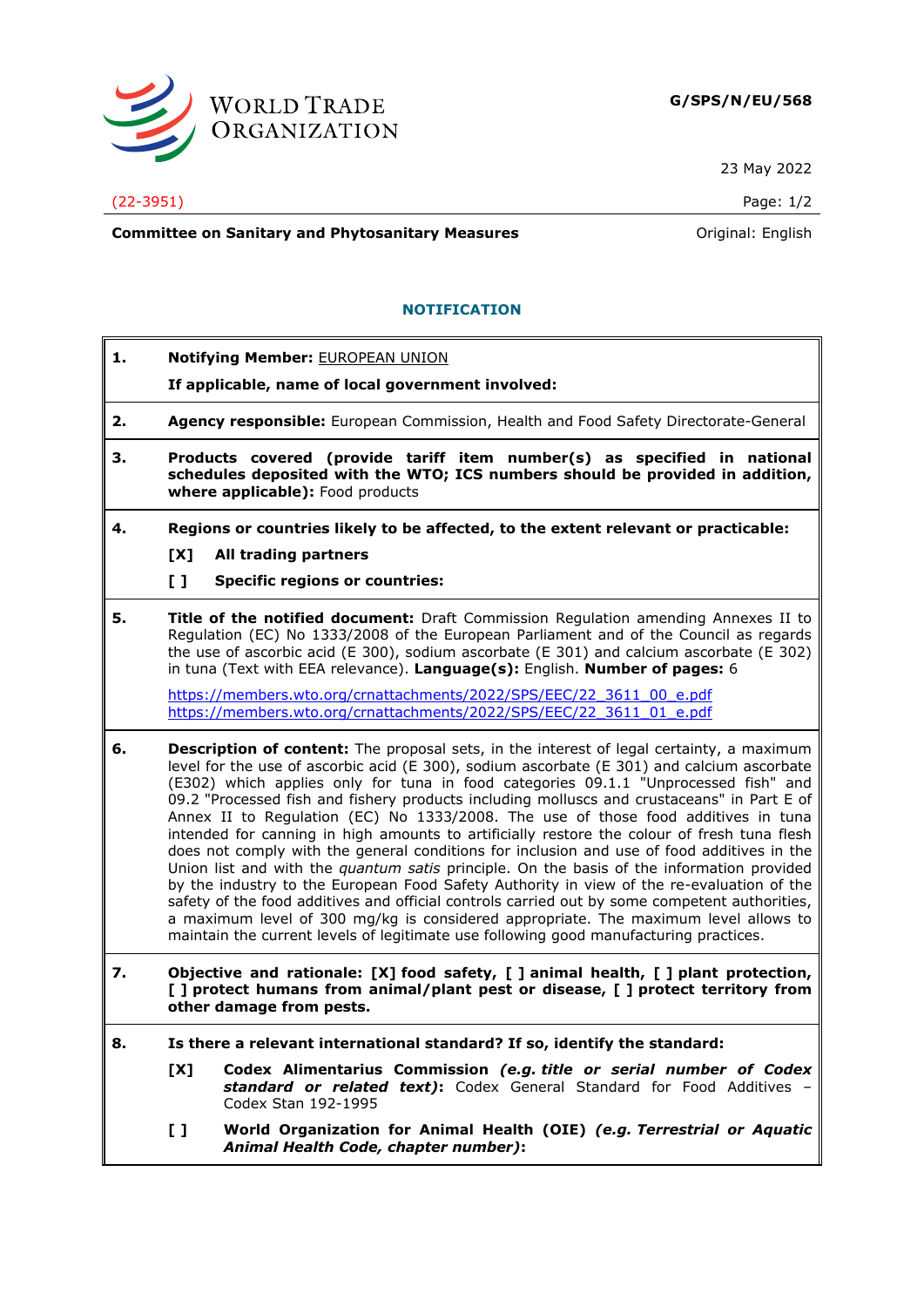**G/SPS/N/EU/568**

23 May 2022

(22-3951)

**Committee on Sanitary and Phytosanitary Measures**

Original: English

## NOTIFICATION

**1.** **Notifying Member:** EUROPEAN UNION

**If applicable, name of local government involved:**

**2.** **Agency responsible:** European Commission, Health and Food Safety Directorate-General

**3.** **Products covered (provide tariff item number(s) as specified in national schedules deposited with the WTO; ICS numbers should be provided in addition, where applicable):** Food products

**4.** **Regions or countries likely to be affected, to the extent relevant or practicable:**

**[X] All trading partners**

**[ ] Specific regions or countries:**

**5.** **Title of the notified document:** Draft Commission Regulation amending Annexes II to Regulation (EC) No 1333/2008 of the European Parliament and of the Council as regards the use of ascorbic acid (E 300), sodium ascorbate (E 301) and calcium ascorbate (E 302) in tuna (Text with EEA relevance). **Language(s):** English. **Number of pages:** 6

https://members.wto.org/crnattachments/2022/SPS/EEC/22_3611_00_e.pdf
https://members.wto.org/crnattachments/2022/SPS/EEC/22_3611_01_e.pdf

**6.** **Description of content:** The proposal sets, in the interest of legal certainty, a maximum level for the use of ascorbic acid (E 300), sodium ascorbate (E 301) and calcium ascorbate (E302) which applies only for tuna in food categories 09.1.1 "Unprocessed fish" and 09.2 "Processed fish and fishery products including molluscs and crustaceans" in Part E of Annex II to Regulation (EC) No 1333/2008. The use of those food additives in tuna intended for canning in high amounts to artificially restore the colour of fresh tuna flesh does not comply with the general conditions for inclusion and use of food additives in the Union list and with the *quantum satis* principle. On the basis of the information provided by the industry to the European Food Safety Authority in view of the re-evaluation of the safety of the food additives and official controls carried out by some competent authorities, a maximum level of 300 mg/kg is considered appropriate. The maximum level allows to maintain the current levels of legitimate use following good manufacturing practices.

**7.** **Objective and rationale: [X] food safety, [ ] animal health, [ ] plant protection, [ ] protect humans from animal/plant pest or disease, [ ] protect territory from other damage from pests.**

**8.** **Is there a relevant international standard? If so, identify the standard:**

**[X] Codex Alimentarius Commission *(e.g. title or serial number of Codex standard or related text)*:** Codex General Standard for Food Additives – Codex Stan 192-1995

**[ ] World Organization for Animal Health (OIE) *(e.g. Terrestrial or Aquatic Animal Health Code, chapter number)*:**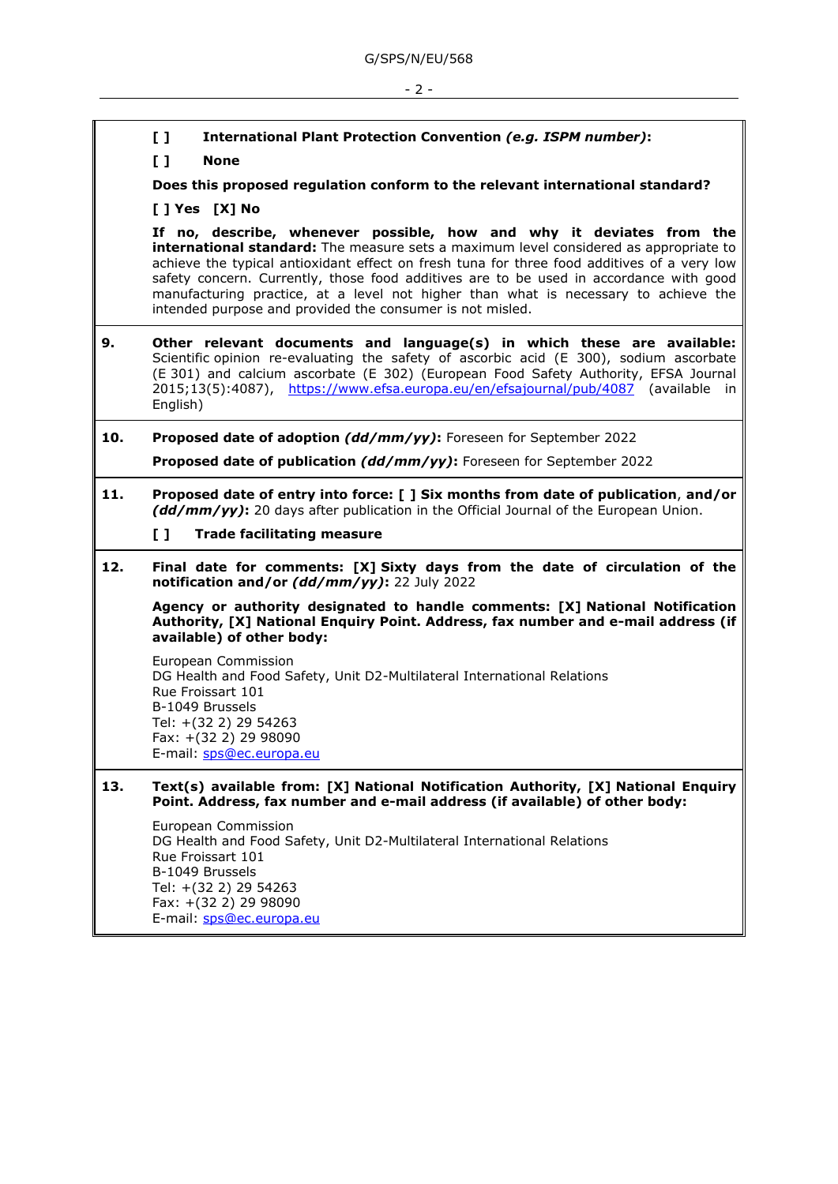**[ ] International Plant Protection Convention *(e.g. ISPM number)*:**

**[ ] None**

**Does this proposed regulation conform to the relevant international standard?**

**[ ] Yes [X] No**

**If no, describe, whenever possible, how and why it deviates from the international standard:** The measure sets a maximum level considered as appropriate to achieve the typical antioxidant effect on fresh tuna for three food additives of a very low safety concern. Currently, those food additives are to be used in accordance with good manufacturing practice, at a level not higher than what is necessary to achieve the intended purpose and provided the consumer is not misled.

**9. Other relevant documents and language(s) in which these are available:** Scientific opinion re-evaluating the safety of ascorbic acid (E 300), sodium ascorbate (E 301) and calcium ascorbate (E 302) (European Food Safety Authority, EFSA Journal 2015;13(5):4087), https://www.efsa.europa.eu/en/efsajournal/pub/4087 (available in English)

**10. Proposed date of adoption *(dd/mm/yy)*:** Foreseen for September 2022

**Proposed date of publication *(dd/mm/yy)*:** Foreseen for September 2022

**11. Proposed date of entry into force: [ ] Six months from date of publication, and/or *(dd/mm/yy)*:** 20 days after publication in the Official Journal of the European Union.

**[ ] Trade facilitating measure**

**12. Final date for comments: [X] Sixty days from the date of circulation of the notification and/or *(dd/mm/yy)*:** 22 July 2022

**Agency or authority designated to handle comments: [X] National Notification Authority, [X] National Enquiry Point. Address, fax number and e-mail address (if available) of other body:**

European Commission
DG Health and Food Safety, Unit D2-Multilateral International Relations
Rue Froissart 101
B-1049 Brussels
Tel: +(32 2) 29 54263
Fax: +(32 2) 29 98090
E-mail: sps@ec.europa.eu

**13. Text(s) available from: [X] National Notification Authority, [X] National Enquiry Point. Address, fax number and e-mail address (if available) of other body:**

European Commission
DG Health and Food Safety, Unit D2-Multilateral International Relations
Rue Froissart 101
B-1049 Brussels
Tel: +(32 2) 29 54263
Fax: +(32 2) 29 98090
E-mail: sps@ec.europa.eu